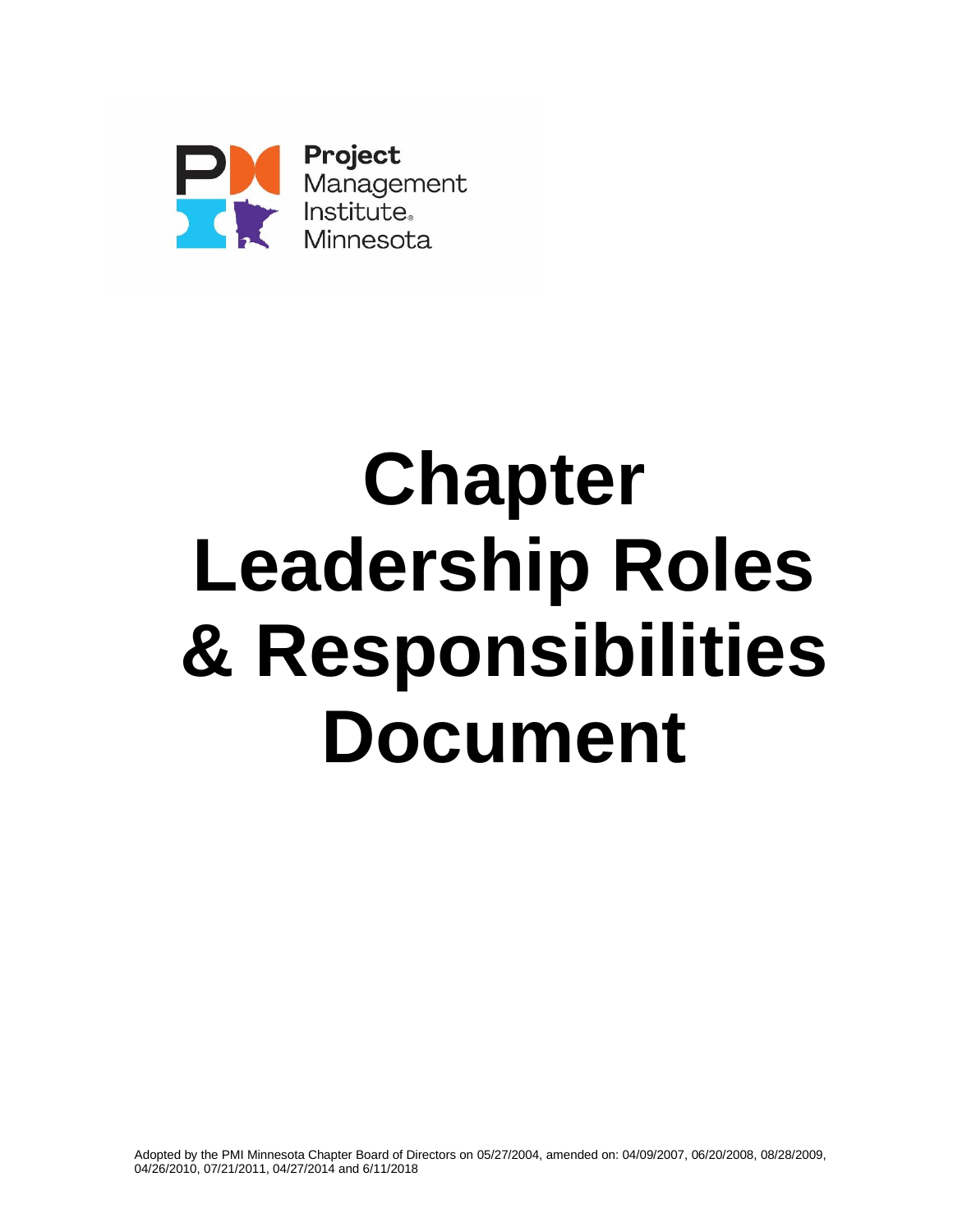Project Management Institute® Minnesota

# Chapter Leadership Roles & Responsibilities Document

Adopted by the PMI Minnesota Chapter Board of Directors on 05/27/2004, amended on: 04/09/2007, 06/20/2008, 08/28/2009, 04/26/2010, 07/21/2011, 04/27/2014 and 6/11/2018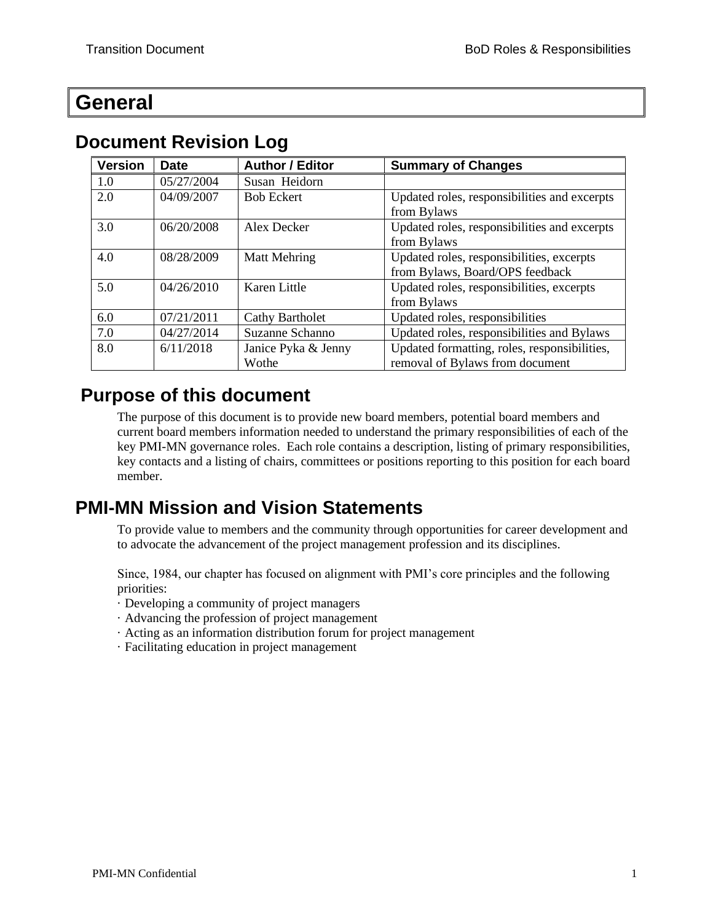# General

## Document Revision Log

| Version | Date | Author / Editor | Summary of Changes |
|---|---|---|---|
| 1.0 | 05/27/2004 | Susan Heidorn | |
| 2.0 | 04/09/2007 | Bob Eckert | Updated roles, responsibilities and excerpts from Bylaws |
| 3.0 | 06/20/2008 | Alex Decker | Updated roles, responsibilities and excerpts from Bylaws |
| 4.0 | 08/28/2009 | Matt Mehring | Updated roles, responsibilities, excerpts from Bylaws, Board/OPS feedback |
| 5.0 | 04/26/2010 | Karen Little | Updated roles, responsibilities, excerpts from Bylaws |
| 6.0 | 07/21/2011 | Cathy Bartholet | Updated roles, responsibilities |
| 7.0 | 04/27/2014 | Suzanne Schanno | Updated roles, responsibilities and Bylaws |
| 8.0 | 6/11/2018 | Janice Pyka & Jenny Wothe | Updated formatting, roles, responsibilities, removal of Bylaws from document |

## Purpose of this document

The purpose of this document is to provide new board members, potential board members and current board members information needed to understand the primary responsibilities of each of the key PMI-MN governance roles. Each role contains a description, listing of primary responsibilities, key contacts and a listing of chairs, committees or positions reporting to this position for each board member.

## PMI-MN Mission and Vision Statements

To provide value to members and the community through opportunities for career development and to advocate the advancement of the project management profession and its disciplines.

Since, 1984, our chapter has focused on alignment with PMI's core principles and the following priorities:

· Developing a community of project managers
· Advancing the profession of project management
· Acting as an information distribution forum for project management
· Facilitating education in project management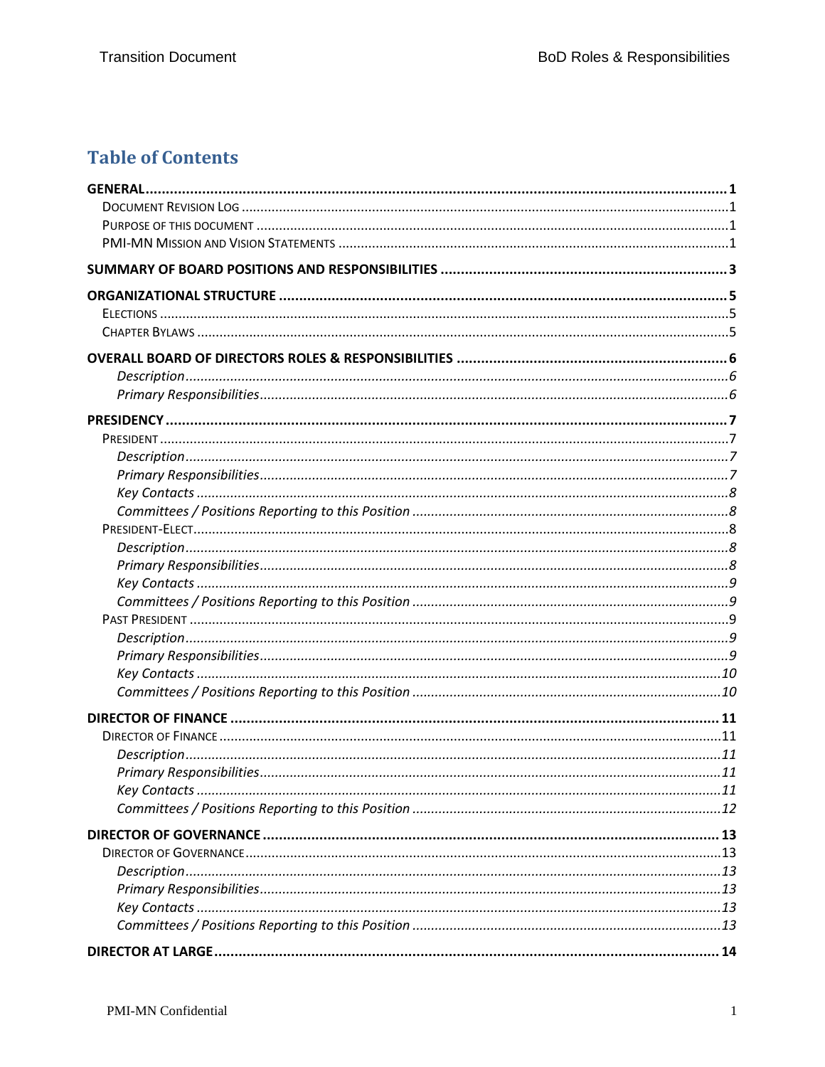# Table of Contents

**GENERAL** ........ **1**

- Document Revision Log ........ 1
- Purpose of this document ........ 1
- PMI-MN Mission and Vision Statements ........ 1

**SUMMARY OF BOARD POSITIONS AND RESPONSIBILITIES** ........ **3**

**ORGANIZATIONAL STRUCTURE** ........ **5**

- Elections ........ 5
- Chapter Bylaws ........ 5

**OVERALL BOARD OF DIRECTORS ROLES & RESPONSIBILITIES** ........ **6**

- *Description* ........ *6*
- *Primary Responsibilities* ........ *6*

**PRESIDENCY** ........ **7**

- President ........ 7
  - *Description* ........ *7*
  - *Primary Responsibilities* ........ *7*
  - *Key Contacts* ........ *8*
  - *Committees / Positions Reporting to this Position* ........ *8*
- President-Elect ........ 8
  - *Description* ........ *8*
  - *Primary Responsibilities* ........ *8*
  - *Key Contacts* ........ *9*
  - *Committees / Positions Reporting to this Position* ........ *9*
- Past President ........ 9
  - *Description* ........ *9*
  - *Primary Responsibilities* ........ *9*
  - *Key Contacts* ........ *10*
  - *Committees / Positions Reporting to this Position* ........ *10*

**DIRECTOR OF FINANCE** ........ **11**

- Director of Finance ........ 11
  - *Description* ........ *11*
  - *Primary Responsibilities* ........ *11*
  - *Key Contacts* ........ *11*
  - *Committees / Positions Reporting to this Position* ........ *12*

**DIRECTOR OF GOVERNANCE** ........ **13**

- Director of Governance ........ 13
  - *Description* ........ *13*
  - *Primary Responsibilities* ........ *13*
  - *Key Contacts* ........ *13*
  - *Committees / Positions Reporting to this Position* ........ *13*

**DIRECTOR AT LARGE** ........ **14**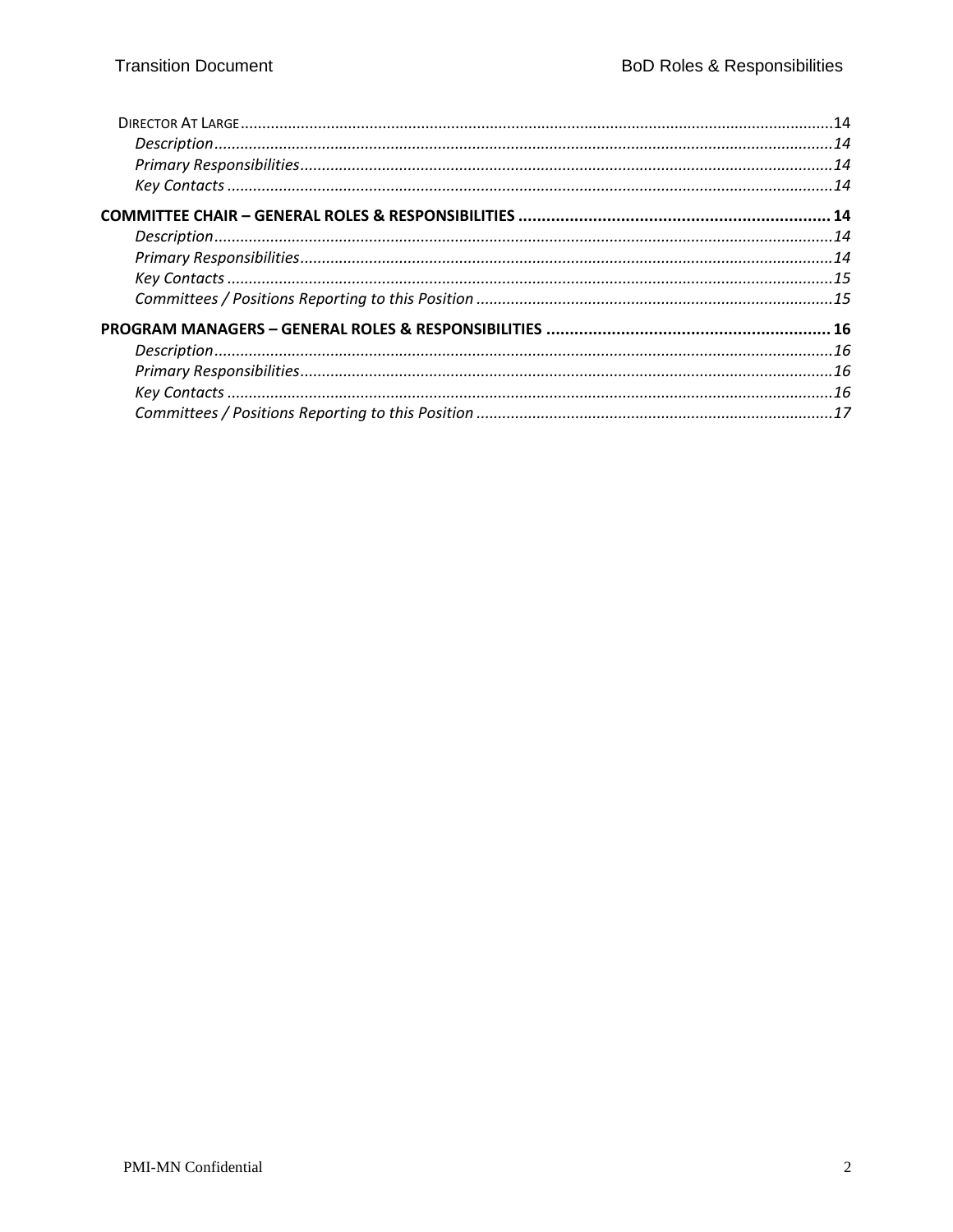Director At Large ......................................................................................................................................... 14

*Description* ............................................................................................................................................. 14

*Primary Responsibilities* ......................................................................................................................... 14

*Key Contacts* ........................................................................................................................................... 14

**COMMITTEE CHAIR – GENERAL ROLES & RESPONSIBILITIES** ................................................................... 14

*Description* ............................................................................................................................................. 14

*Primary Responsibilities* ......................................................................................................................... 14

*Key Contacts* ........................................................................................................................................... 15

*Committees / Positions Reporting to this Position* ................................................................................. 15

**PROGRAM MANAGERS – GENERAL ROLES & RESPONSIBILITIES** ............................................................. 16

*Description* ............................................................................................................................................. 16

*Primary Responsibilities* ......................................................................................................................... 16

*Key Contacts* ........................................................................................................................................... 16

*Committees / Positions Reporting to this Position* ................................................................................. 17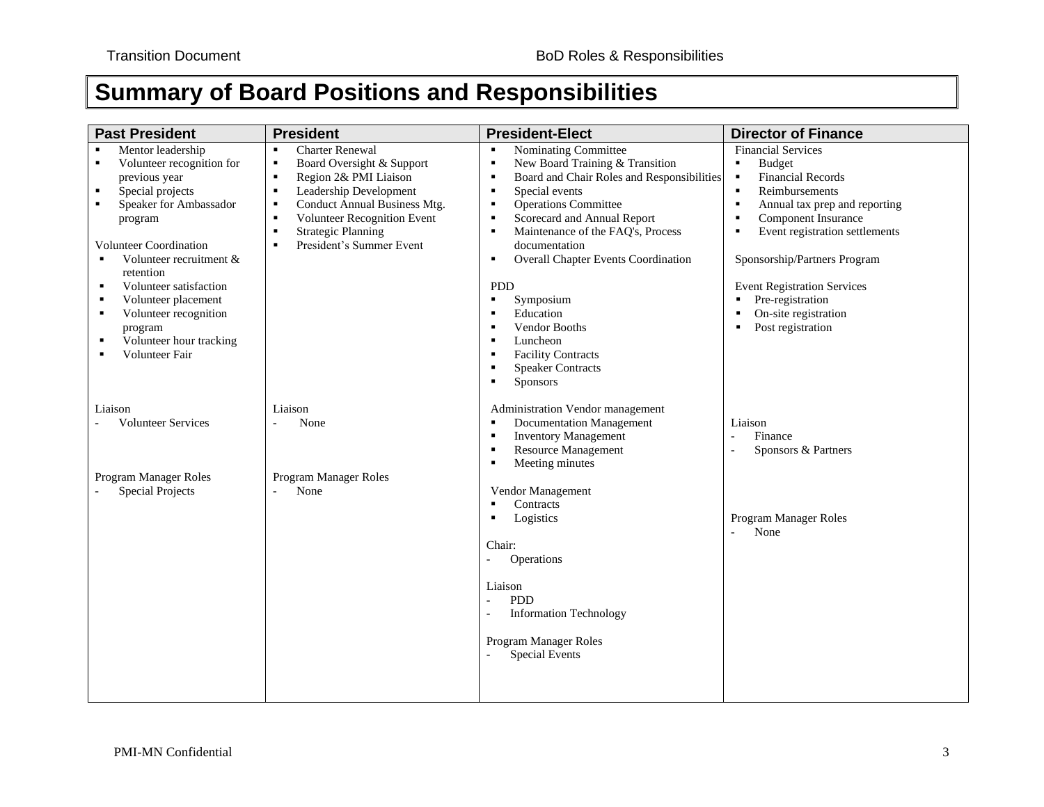# Summary of Board Positions and Responsibilities

| Past President | President | President-Elect | Director of Finance |
| --- | --- | --- | --- |
| ▪ Mentor leadership<br>▪ Volunteer recognition for previous year<br>▪ Special projects<br>▪ Speaker for Ambassador program<br><br>Volunteer Coordination<br>▪ Volunteer recruitment & retention<br>▪ Volunteer satisfaction<br>▪ Volunteer placement<br>▪ Volunteer recognition program<br>▪ Volunteer hour tracking<br>▪ Volunteer Fair<br><br>Liaison<br>- Volunteer Services<br><br>Program Manager Roles<br>- Special Projects | ▪ Charter Renewal<br>▪ Board Oversight & Support<br>▪ Region 2& PMI Liaison<br>▪ Leadership Development<br>▪ Conduct Annual Business Mtg.<br>▪ Volunteer Recognition Event<br>▪ Strategic Planning<br>▪ President's Summer Event<br><br>Liaison<br>- None<br><br>Program Manager Roles<br>- None | ▪ Nominating Committee<br>▪ New Board Training & Transition<br>▪ Board and Chair Roles and Responsibilities<br>▪ Special events<br>▪ Operations Committee<br>▪ Scorecard and Annual Report<br>▪ Maintenance of the FAQ's, Process documentation<br>▪ Overall Chapter Events Coordination<br><br>PDD<br>▪ Symposium<br>▪ Education<br>▪ Vendor Booths<br>▪ Luncheon<br>▪ Facility Contracts<br>▪ Speaker Contracts<br>▪ Sponsors<br><br>Administration Vendor management<br>▪ Documentation Management<br>▪ Inventory Management<br>▪ Resource Management<br>▪ Meeting minutes<br><br>Vendor Management<br>▪ Contracts<br>▪ Logistics<br><br>Chair:<br>- Operations<br><br>Liaison<br>- PDD<br>- Information Technology<br><br>Program Manager Roles<br>- Special Events | Financial Services<br>▪ Budget<br>▪ Financial Records<br>▪ Reimbursements<br>▪ Annual tax prep and reporting<br>▪ Component Insurance<br>▪ Event registration settlements<br><br>Sponsorship/Partners Program<br><br>Event Registration Services<br>▪ Pre-registration<br>▪ On-site registration<br>▪ Post registration<br><br>Liaison<br>- Finance<br>- Sponsors & Partners<br><br>Program Manager Roles<br>- None |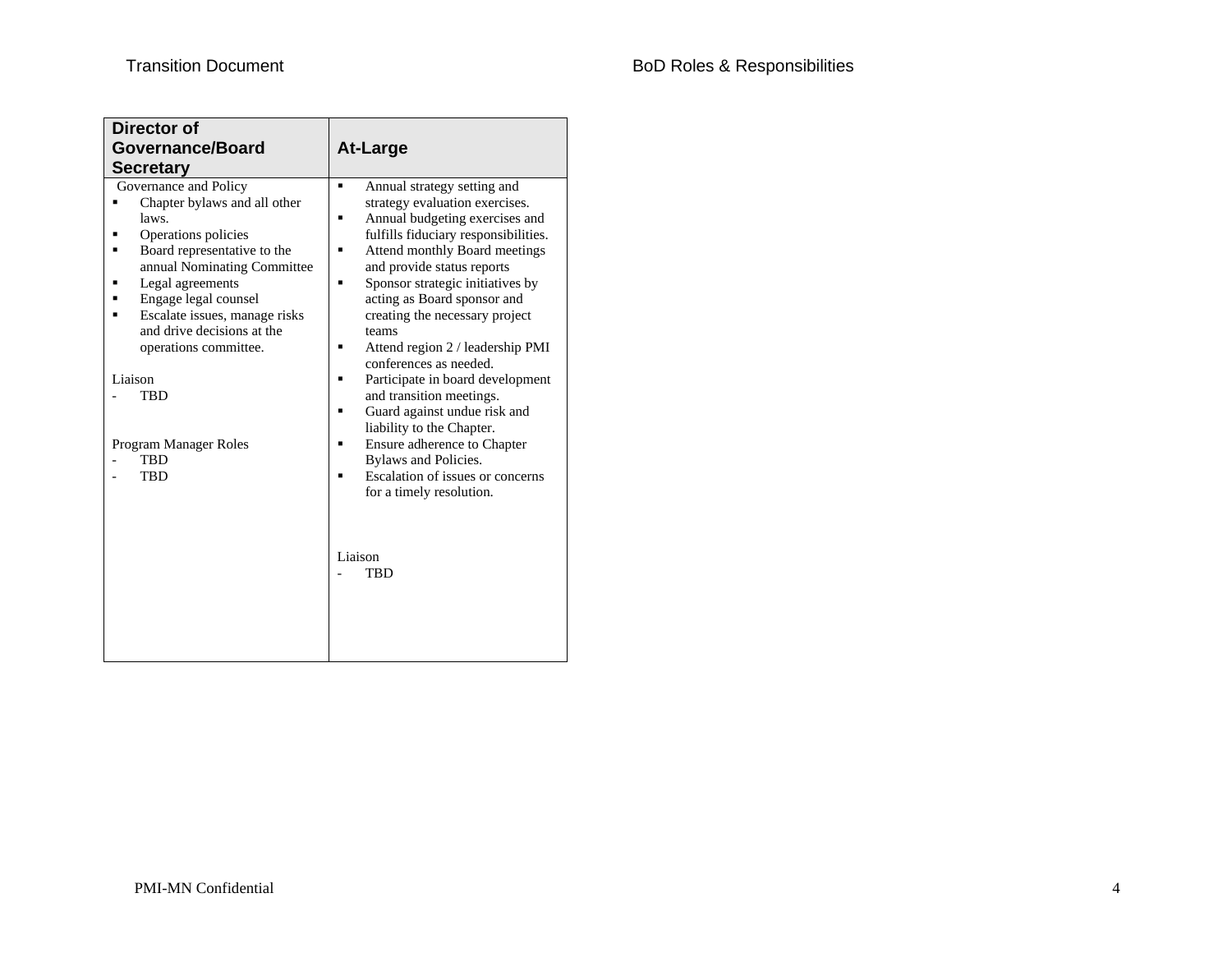| Director of Governance/Board Secretary | At-Large |
|---|---|
| Governance and Policy<br>▪ Chapter bylaws and all other laws.<br>▪ Operations policies<br>▪ Board representative to the annual Nominating Committee<br>▪ Legal agreements<br>▪ Engage legal counsel<br>▪ Escalate issues, manage risks and drive decisions at the operations committee.<br><br>Liaison<br>- TBD<br><br>Program Manager Roles<br>- TBD<br>- TBD | ▪ Annual strategy setting and strategy evaluation exercises.<br>▪ Annual budgeting exercises and fulfills fiduciary responsibilities.<br>▪ Attend monthly Board meetings and provide status reports<br>▪ Sponsor strategic initiatives by acting as Board sponsor and creating the necessary project teams<br>▪ Attend region 2 / leadership PMI conferences as needed.<br>▪ Participate in board development and transition meetings.<br>▪ Guard against undue risk and liability to the Chapter.<br>▪ Ensure adherence to Chapter Bylaws and Policies.<br>▪ Escalation of issues or concerns for a timely resolution.<br><br>Liaison<br>- TBD |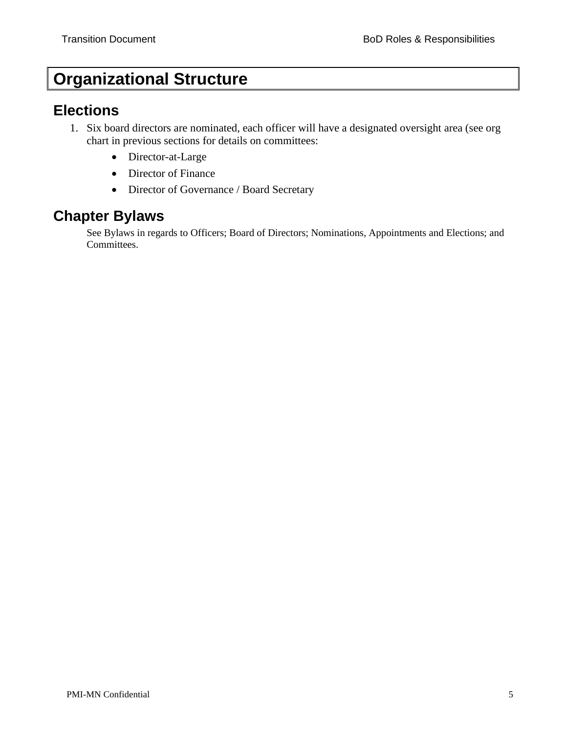# Organizational Structure

## Elections

1. Six board directors are nominated, each officer will have a designated oversight area (see org chart in previous sections for details on committees:
    - Director-at-Large
    - Director of Finance
    - Director of Governance / Board Secretary

## Chapter Bylaws

See Bylaws in regards to Officers; Board of Directors; Nominations, Appointments and Elections; and Committees.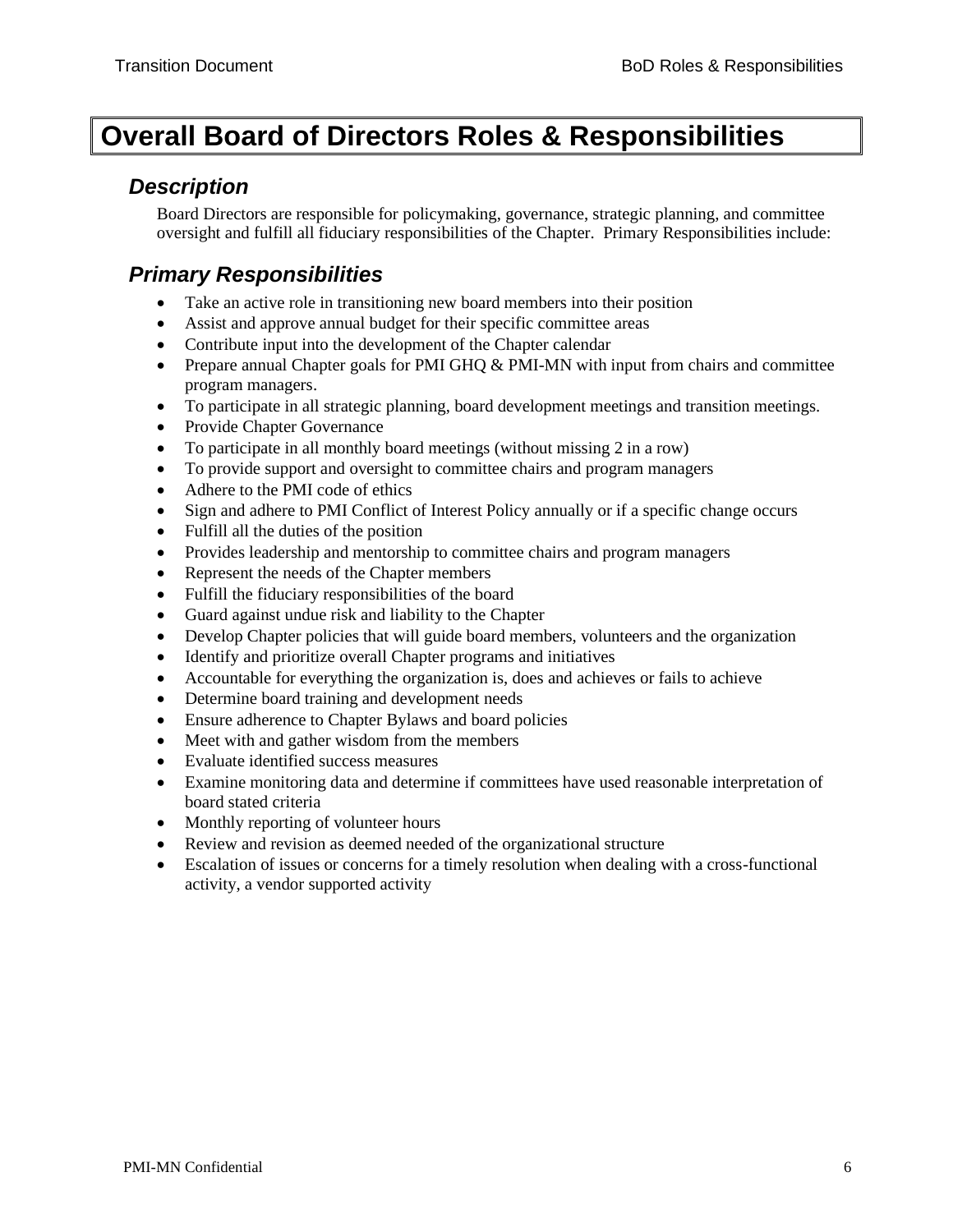# Overall Board of Directors Roles & Responsibilities

## *Description*

Board Directors are responsible for policymaking, governance, strategic planning, and committee oversight and fulfill all fiduciary responsibilities of the Chapter. Primary Responsibilities include:

## *Primary Responsibilities*

- Take an active role in transitioning new board members into their position
- Assist and approve annual budget for their specific committee areas
- Contribute input into the development of the Chapter calendar
- Prepare annual Chapter goals for PMI GHQ & PMI-MN with input from chairs and committee program managers.
- To participate in all strategic planning, board development meetings and transition meetings.
- Provide Chapter Governance
- To participate in all monthly board meetings (without missing 2 in a row)
- To provide support and oversight to committee chairs and program managers
- Adhere to the PMI code of ethics
- Sign and adhere to PMI Conflict of Interest Policy annually or if a specific change occurs
- Fulfill all the duties of the position
- Provides leadership and mentorship to committee chairs and program managers
- Represent the needs of the Chapter members
- Fulfill the fiduciary responsibilities of the board
- Guard against undue risk and liability to the Chapter
- Develop Chapter policies that will guide board members, volunteers and the organization
- Identify and prioritize overall Chapter programs and initiatives
- Accountable for everything the organization is, does and achieves or fails to achieve
- Determine board training and development needs
- Ensure adherence to Chapter Bylaws and board policies
- Meet with and gather wisdom from the members
- Evaluate identified success measures
- Examine monitoring data and determine if committees have used reasonable interpretation of board stated criteria
- Monthly reporting of volunteer hours
- Review and revision as deemed needed of the organizational structure
- Escalation of issues or concerns for a timely resolution when dealing with a cross-functional activity, a vendor supported activity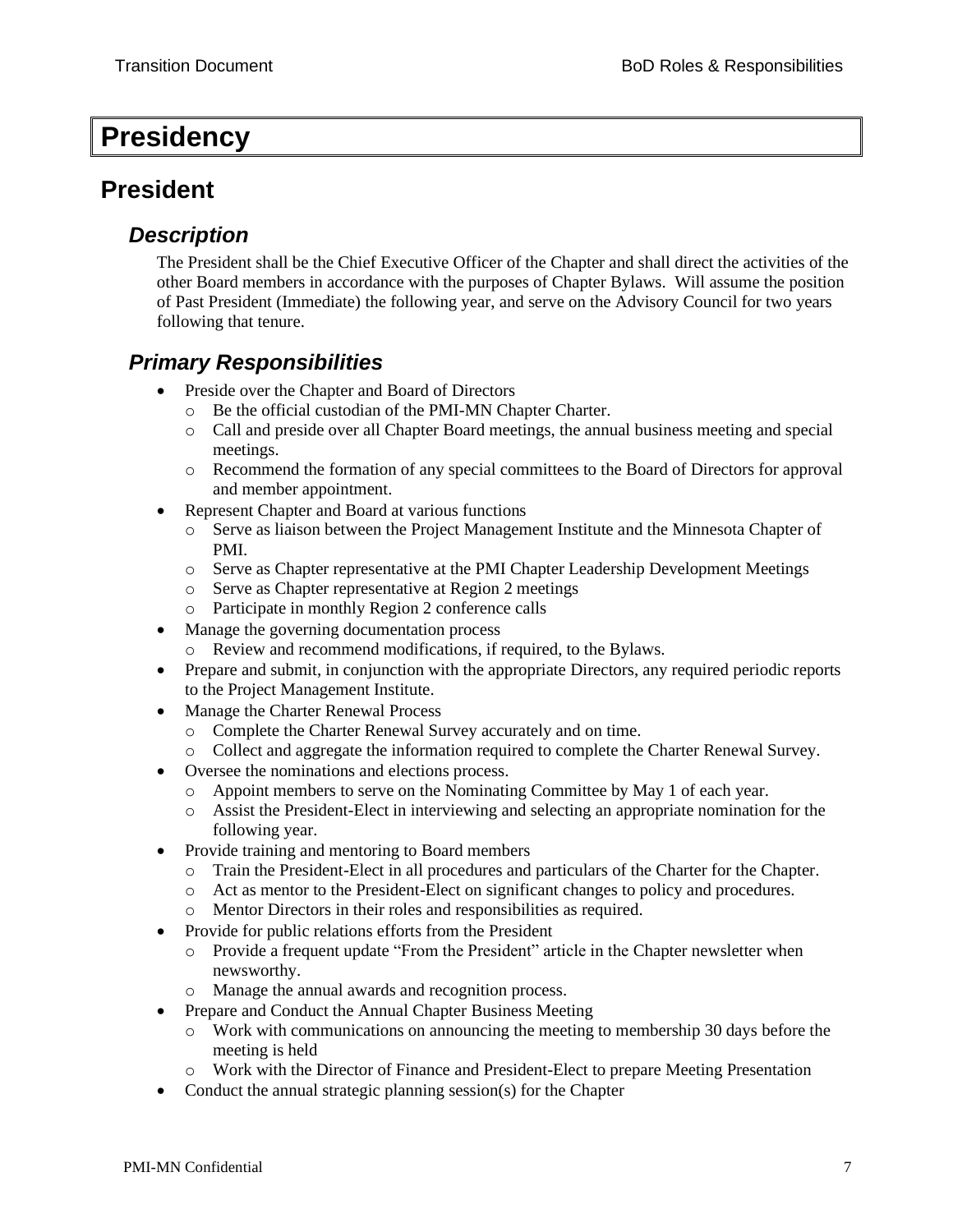# Presidency

## President

### *Description*

The President shall be the Chief Executive Officer of the Chapter and shall direct the activities of the other Board members in accordance with the purposes of Chapter Bylaws.  Will assume the position of Past President (Immediate) the following year, and serve on the Advisory Council for two years following that tenure.

### *Primary Responsibilities*

- Preside over the Chapter and Board of Directors
  - Be the official custodian of the PMI-MN Chapter Charter.
  - Call and preside over all Chapter Board meetings, the annual business meeting and special meetings.
  - Recommend the formation of any special committees to the Board of Directors for approval and member appointment.
- Represent Chapter and Board at various functions
  - Serve as liaison between the Project Management Institute and the Minnesota Chapter of PMI.
  - Serve as Chapter representative at the PMI Chapter Leadership Development Meetings
  - Serve as Chapter representative at Region 2 meetings
  - Participate in monthly Region 2 conference calls
- Manage the governing documentation process
  - Review and recommend modifications, if required, to the Bylaws.
- Prepare and submit, in conjunction with the appropriate Directors, any required periodic reports to the Project Management Institute.
- Manage the Charter Renewal Process
  - Complete the Charter Renewal Survey accurately and on time.
  - Collect and aggregate the information required to complete the Charter Renewal Survey.
- Oversee the nominations and elections process.
  - Appoint members to serve on the Nominating Committee by May 1 of each year.
  - Assist the President-Elect in interviewing and selecting an appropriate nomination for the following year.
- Provide training and mentoring to Board members
  - Train the President-Elect in all procedures and particulars of the Charter for the Chapter.
  - Act as mentor to the President-Elect on significant changes to policy and procedures.
  - Mentor Directors in their roles and responsibilities as required.
- Provide for public relations efforts from the President
  - Provide a frequent update "From the President" article in the Chapter newsletter when newsworthy.
  - Manage the annual awards and recognition process.
- Prepare and Conduct the Annual Chapter Business Meeting
  - Work with communications on announcing the meeting to membership 30 days before the meeting is held
  - Work with the Director of Finance and President-Elect to prepare Meeting Presentation
- Conduct the annual strategic planning session(s) for the Chapter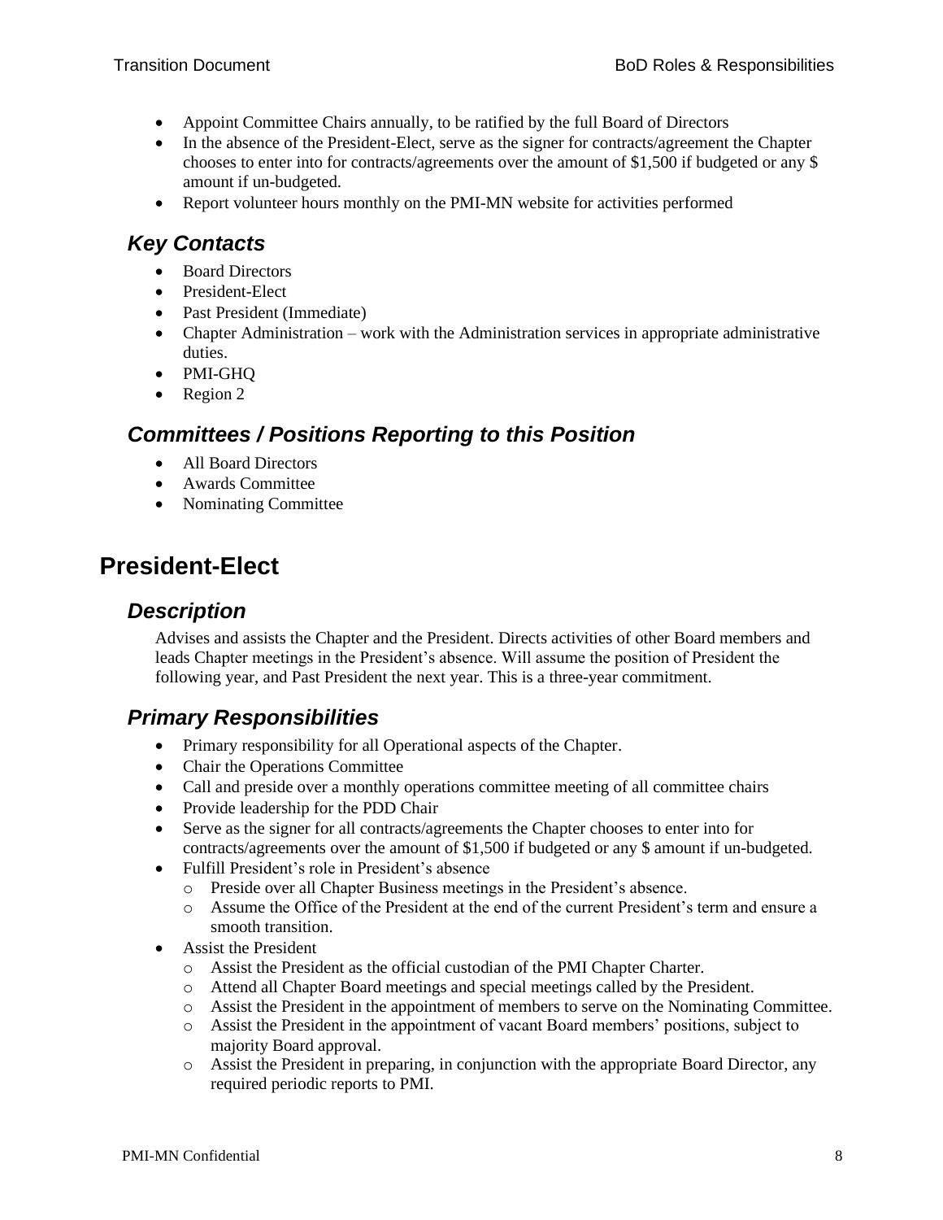- Appoint Committee Chairs annually, to be ratified by the full Board of Directors
- In the absence of the President-Elect, serve as the signer for contracts/agreement the Chapter chooses to enter into for contracts/agreements over the amount of $1,500 if budgeted or any $ amount if un-budgeted.
- Report volunteer hours monthly on the PMI-MN website for activities performed

### *Key Contacts*

- Board Directors
- President-Elect
- Past President (Immediate)
- Chapter Administration – work with the Administration services in appropriate administrative duties.
- PMI-GHQ
- Region 2

### *Committees / Positions Reporting to this Position*

- All Board Directors
- Awards Committee
- Nominating Committee

## President-Elect

### *Description*

Advises and assists the Chapter and the President. Directs activities of other Board members and leads Chapter meetings in the President's absence. Will assume the position of President the following year, and Past President the next year. This is a three-year commitment.

### *Primary Responsibilities*

- Primary responsibility for all Operational aspects of the Chapter.
- Chair the Operations Committee
- Call and preside over a monthly operations committee meeting of all committee chairs
- Provide leadership for the PDD Chair
- Serve as the signer for all contracts/agreements the Chapter chooses to enter into for contracts/agreements over the amount of $1,500 if budgeted or any $ amount if un-budgeted.
- Fulfill President's role in President's absence
  - Preside over all Chapter Business meetings in the President's absence.
  - Assume the Office of the President at the end of the current President's term and ensure a smooth transition.
- Assist the President
  - Assist the President as the official custodian of the PMI Chapter Charter.
  - Attend all Chapter Board meetings and special meetings called by the President.
  - Assist the President in the appointment of members to serve on the Nominating Committee.
  - Assist the President in the appointment of vacant Board members' positions, subject to majority Board approval.
  - Assist the President in preparing, in conjunction with the appropriate Board Director, any required periodic reports to PMI.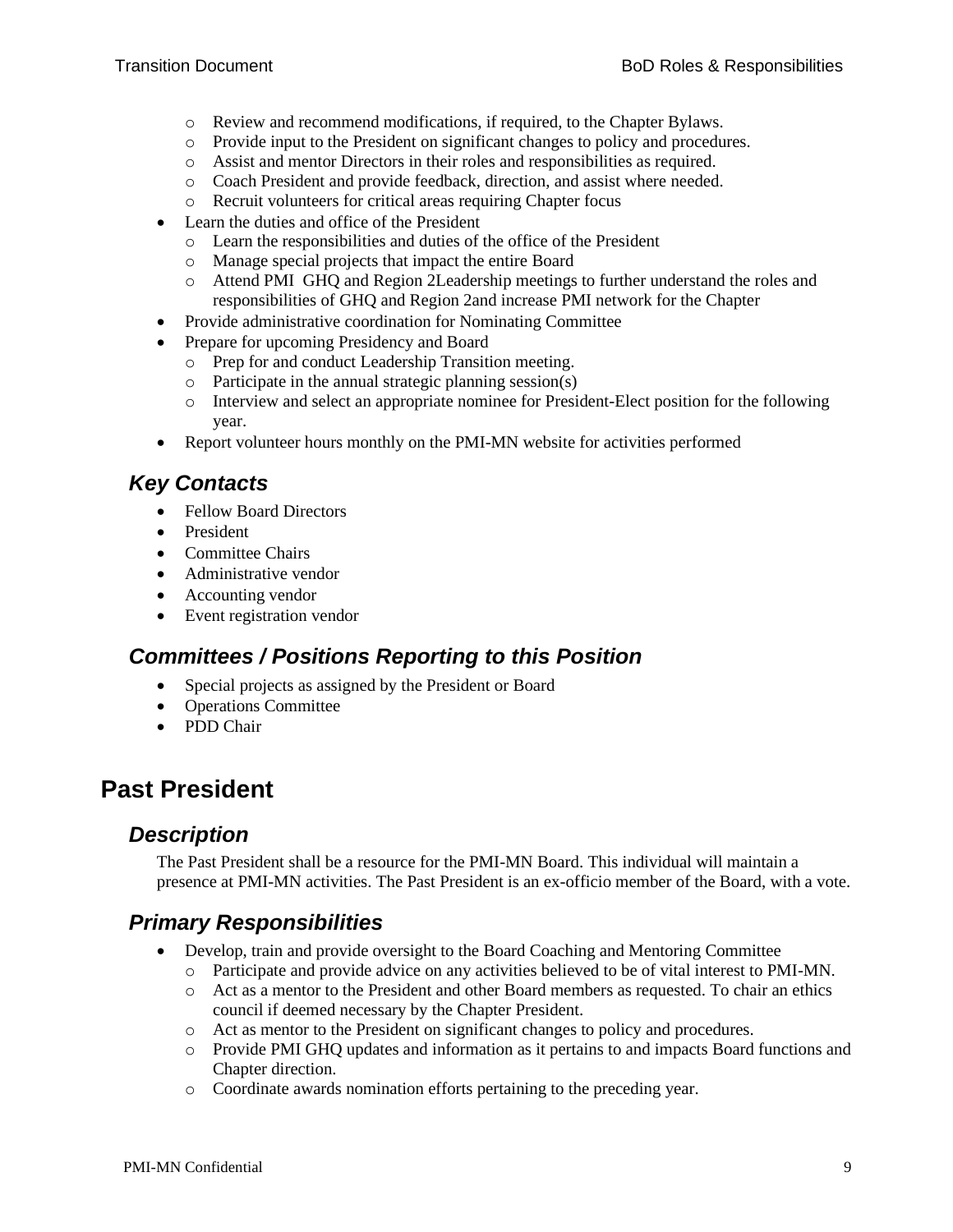- Review and recommend modifications, if required, to the Chapter Bylaws.
  - Provide input to the President on significant changes to policy and procedures.
  - Assist and mentor Directors in their roles and responsibilities as required.
  - Coach President and provide feedback, direction, and assist where needed.
  - Recruit volunteers for critical areas requiring Chapter focus
- Learn the duties and office of the President
  - Learn the responsibilities and duties of the office of the President
  - Manage special projects that impact the entire Board
  - Attend PMI GHQ and Region 2Leadership meetings to further understand the roles and responsibilities of GHQ and Region 2and increase PMI network for the Chapter
- Provide administrative coordination for Nominating Committee
- Prepare for upcoming Presidency and Board
  - Prep for and conduct Leadership Transition meeting.
  - Participate in the annual strategic planning session(s)
  - Interview and select an appropriate nominee for President-Elect position for the following year.
- Report volunteer hours monthly on the PMI-MN website for activities performed

### *Key Contacts*

- Fellow Board Directors
- President
- Committee Chairs
- Administrative vendor
- Accounting vendor
- Event registration vendor

### *Committees / Positions Reporting to this Position*

- Special projects as assigned by the President or Board
- Operations Committee
- PDD Chair

## Past President

### *Description*

The Past President shall be a resource for the PMI-MN Board. This individual will maintain a presence at PMI-MN activities. The Past President is an ex-officio member of the Board, with a vote.

### *Primary Responsibilities*

- Develop, train and provide oversight to the Board Coaching and Mentoring Committee
  - Participate and provide advice on any activities believed to be of vital interest to PMI-MN.
  - Act as a mentor to the President and other Board members as requested. To chair an ethics council if deemed necessary by the Chapter President.
  - Act as mentor to the President on significant changes to policy and procedures.
  - Provide PMI GHQ updates and information as it pertains to and impacts Board functions and Chapter direction.
  - Coordinate awards nomination efforts pertaining to the preceding year.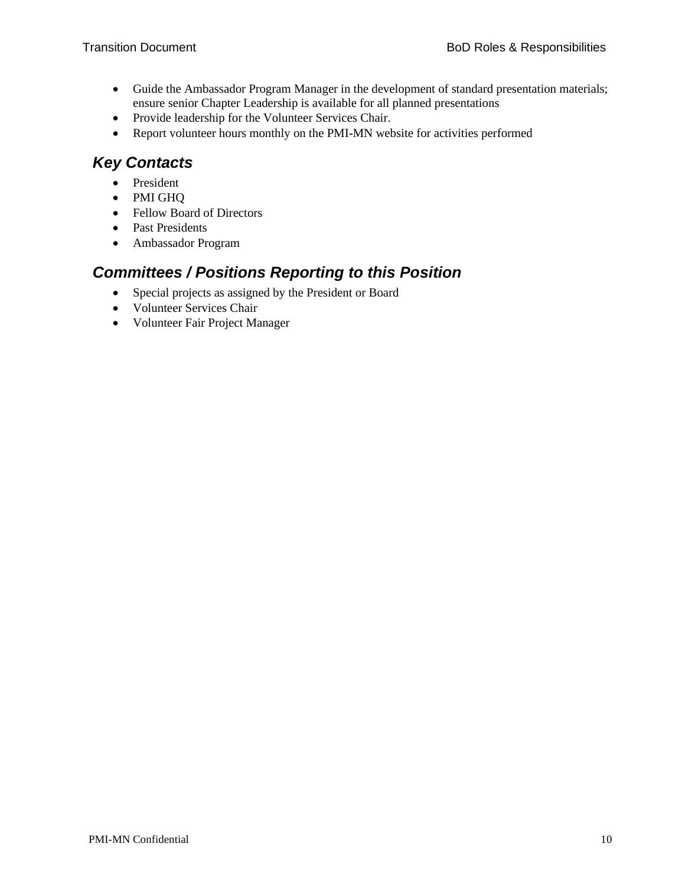- Guide the Ambassador Program Manager in the development of standard presentation materials; ensure senior Chapter Leadership is available for all planned presentations
- Provide leadership for the Volunteer Services Chair.
- Report volunteer hours monthly on the PMI-MN website for activities performed

### *Key Contacts*

- President
- PMI GHQ
- Fellow Board of Directors
- Past Presidents
- Ambassador Program

### *Committees / Positions Reporting to this Position*

- Special projects as assigned by the President or Board
- Volunteer Services Chair
- Volunteer Fair Project Manager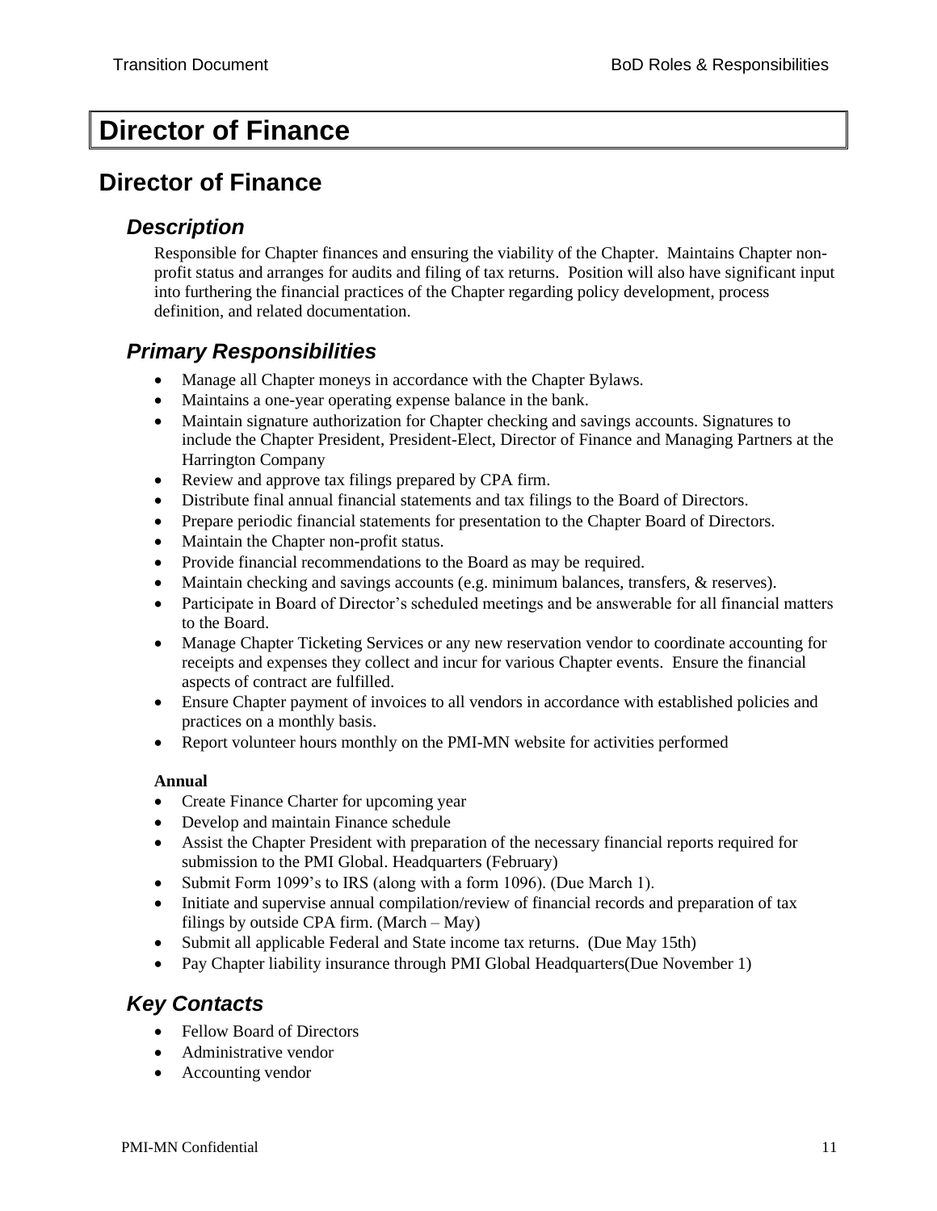# Director of Finance

## Director of Finance

### *Description*

Responsible for Chapter finances and ensuring the viability of the Chapter. Maintains Chapter non-profit status and arranges for audits and filing of tax returns. Position will also have significant input into furthering the financial practices of the Chapter regarding policy development, process definition, and related documentation.

### *Primary Responsibilities*

- Manage all Chapter moneys in accordance with the Chapter Bylaws.
- Maintains a one-year operating expense balance in the bank.
- Maintain signature authorization for Chapter checking and savings accounts. Signatures to include the Chapter President, President-Elect, Director of Finance and Managing Partners at the Harrington Company
- Review and approve tax filings prepared by CPA firm.
- Distribute final annual financial statements and tax filings to the Board of Directors.
- Prepare periodic financial statements for presentation to the Chapter Board of Directors.
- Maintain the Chapter non-profit status.
- Provide financial recommendations to the Board as may be required.
- Maintain checking and savings accounts (e.g. minimum balances, transfers, & reserves).
- Participate in Board of Director's scheduled meetings and be answerable for all financial matters to the Board.
- Manage Chapter Ticketing Services or any new reservation vendor to coordinate accounting for receipts and expenses they collect and incur for various Chapter events. Ensure the financial aspects of contract are fulfilled.
- Ensure Chapter payment of invoices to all vendors in accordance with established policies and practices on a monthly basis.
- Report volunteer hours monthly on the PMI-MN website for activities performed

**Annual**

- Create Finance Charter for upcoming year
- Develop and maintain Finance schedule
- Assist the Chapter President with preparation of the necessary financial reports required for submission to the PMI Global. Headquarters (February)
- Submit Form 1099's to IRS (along with a form 1096). (Due March 1).
- Initiate and supervise annual compilation/review of financial records and preparation of tax filings by outside CPA firm. (March – May)
- Submit all applicable Federal and State income tax returns. (Due May 15th)
- Pay Chapter liability insurance through PMI Global Headquarters(Due November 1)

### *Key Contacts*

- Fellow Board of Directors
- Administrative vendor
- Accounting vendor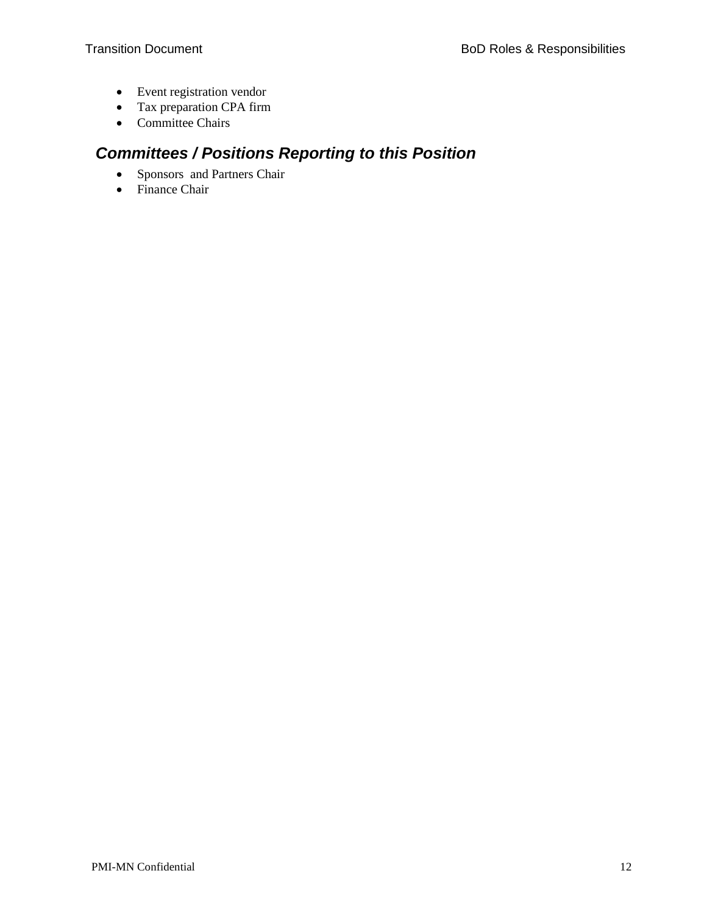- Event registration vendor
- Tax preparation CPA firm
- Committee Chairs

## *Committees / Positions Reporting to this Position*

- Sponsors and Partners Chair
- Finance Chair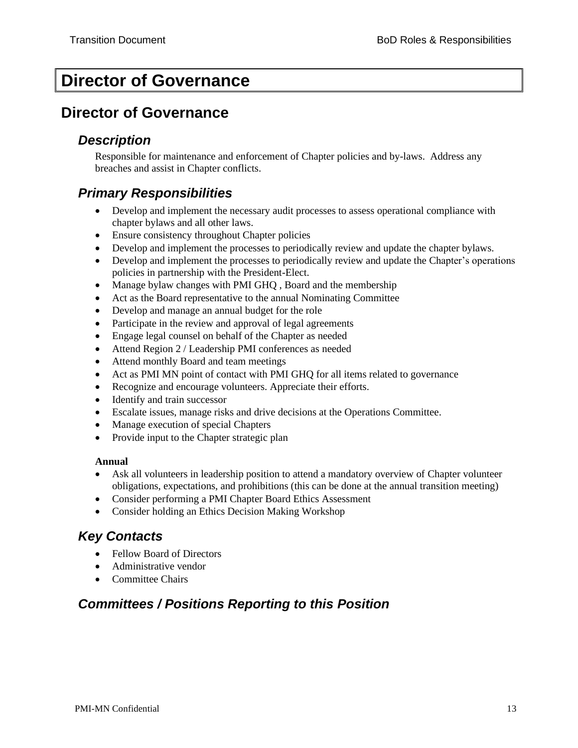# Director of Governance

## Director of Governance

### *Description*

Responsible for maintenance and enforcement of Chapter policies and by-laws. Address any breaches and assist in Chapter conflicts.

### *Primary Responsibilities*

- Develop and implement the necessary audit processes to assess operational compliance with chapter bylaws and all other laws.
- Ensure consistency throughout Chapter policies
- Develop and implement the processes to periodically review and update the chapter bylaws.
- Develop and implement the processes to periodically review and update the Chapter's operations policies in partnership with the President-Elect.
- Manage bylaw changes with PMI GHQ , Board and the membership
- Act as the Board representative to the annual Nominating Committee
- Develop and manage an annual budget for the role
- Participate in the review and approval of legal agreements
- Engage legal counsel on behalf of the Chapter as needed
- Attend Region 2 / Leadership PMI conferences as needed
- Attend monthly Board and team meetings
- Act as PMI MN point of contact with PMI GHQ for all items related to governance
- Recognize and encourage volunteers. Appreciate their efforts.
- Identify and train successor
- Escalate issues, manage risks and drive decisions at the Operations Committee.
- Manage execution of special Chapters
- Provide input to the Chapter strategic plan

**Annual**

- Ask all volunteers in leadership position to attend a mandatory overview of Chapter volunteer obligations, expectations, and prohibitions (this can be done at the annual transition meeting)
- Consider performing a PMI Chapter Board Ethics Assessment
- Consider holding an Ethics Decision Making Workshop

### *Key Contacts*

- Fellow Board of Directors
- Administrative vendor
- Committee Chairs

### *Committees / Positions Reporting to this Position*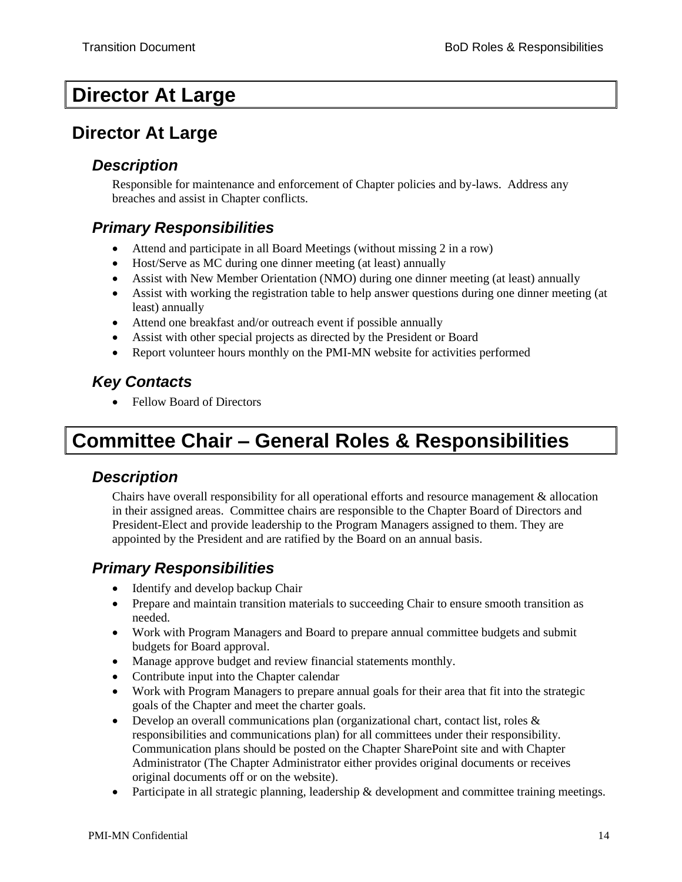# Director At Large

## Director At Large

### Description

Responsible for maintenance and enforcement of Chapter policies and by-laws. Address any breaches and assist in Chapter conflicts.

### Primary Responsibilities

- Attend and participate in all Board Meetings (without missing 2 in a row)
- Host/Serve as MC during one dinner meeting (at least) annually
- Assist with New Member Orientation (NMO) during one dinner meeting (at least) annually
- Assist with working the registration table to help answer questions during one dinner meeting (at least) annually
- Attend one breakfast and/or outreach event if possible annually
- Assist with other special projects as directed by the President or Board
- Report volunteer hours monthly on the PMI-MN website for activities performed

### Key Contacts

- Fellow Board of Directors

# Committee Chair – General Roles & Responsibilities

### Description

Chairs have overall responsibility for all operational efforts and resource management & allocation in their assigned areas. Committee chairs are responsible to the Chapter Board of Directors and President-Elect and provide leadership to the Program Managers assigned to them. They are appointed by the President and are ratified by the Board on an annual basis.

### Primary Responsibilities

- Identify and develop backup Chair
- Prepare and maintain transition materials to succeeding Chair to ensure smooth transition as needed.
- Work with Program Managers and Board to prepare annual committee budgets and submit budgets for Board approval.
- Manage approve budget and review financial statements monthly.
- Contribute input into the Chapter calendar
- Work with Program Managers to prepare annual goals for their area that fit into the strategic goals of the Chapter and meet the charter goals.
- Develop an overall communications plan (organizational chart, contact list, roles & responsibilities and communications plan) for all committees under their responsibility. Communication plans should be posted on the Chapter SharePoint site and with Chapter Administrator (The Chapter Administrator either provides original documents or receives original documents off or on the website).
- Participate in all strategic planning, leadership & development and committee training meetings.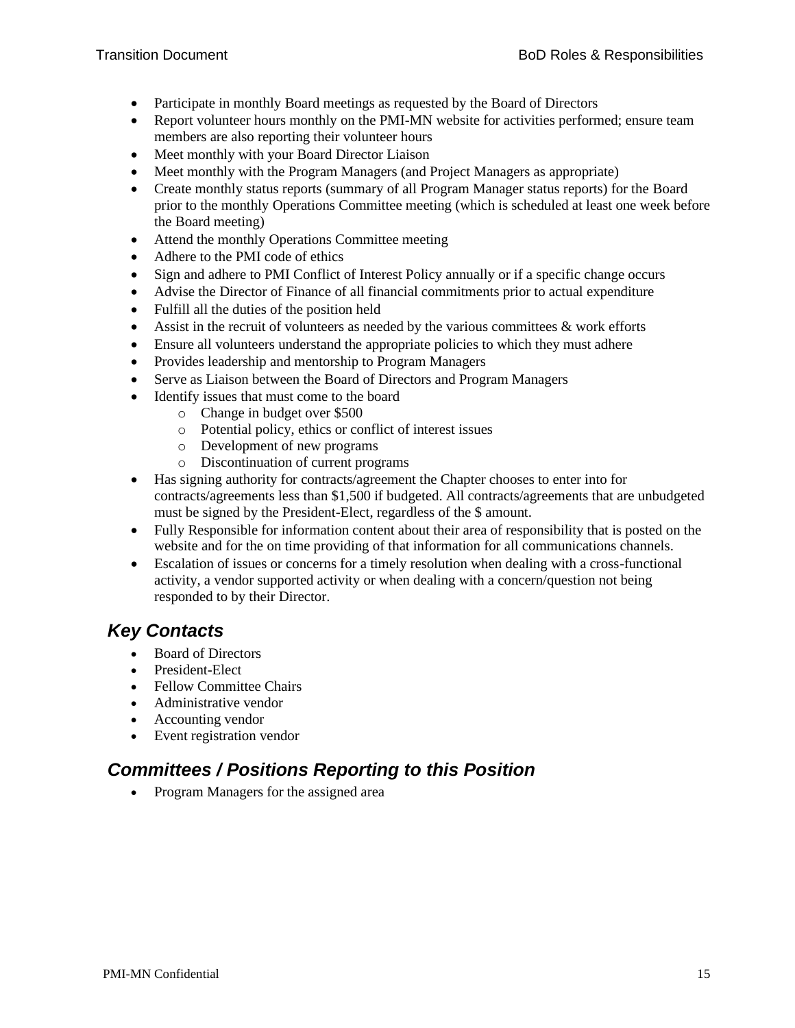- Participate in monthly Board meetings as requested by the Board of Directors
- Report volunteer hours monthly on the PMI-MN website for activities performed; ensure team members are also reporting their volunteer hours
- Meet monthly with your Board Director Liaison
- Meet monthly with the Program Managers (and Project Managers as appropriate)
- Create monthly status reports (summary of all Program Manager status reports) for the Board prior to the monthly Operations Committee meeting (which is scheduled at least one week before the Board meeting)
- Attend the monthly Operations Committee meeting
- Adhere to the PMI code of ethics
- Sign and adhere to PMI Conflict of Interest Policy annually or if a specific change occurs
- Advise the Director of Finance of all financial commitments prior to actual expenditure
- Fulfill all the duties of the position held
- Assist in the recruit of volunteers as needed by the various committees & work efforts
- Ensure all volunteers understand the appropriate policies to which they must adhere
- Provides leadership and mentorship to Program Managers
- Serve as Liaison between the Board of Directors and Program Managers
- Identify issues that must come to the board
  - Change in budget over $500
  - Potential policy, ethics or conflict of interest issues
  - Development of new programs
  - Discontinuation of current programs
- Has signing authority for contracts/agreement the Chapter chooses to enter into for contracts/agreements less than $1,500 if budgeted. All contracts/agreements that are unbudgeted must be signed by the President-Elect, regardless of the $ amount.
- Fully Responsible for information content about their area of responsibility that is posted on the website and for the on time providing of that information for all communications channels.
- Escalation of issues or concerns for a timely resolution when dealing with a cross-functional activity, a vendor supported activity or when dealing with a concern/question not being responded to by their Director.

## *Key Contacts*

- Board of Directors
- President-Elect
- Fellow Committee Chairs
- Administrative vendor
- Accounting vendor
- Event registration vendor

## *Committees / Positions Reporting to this Position*

- Program Managers for the assigned area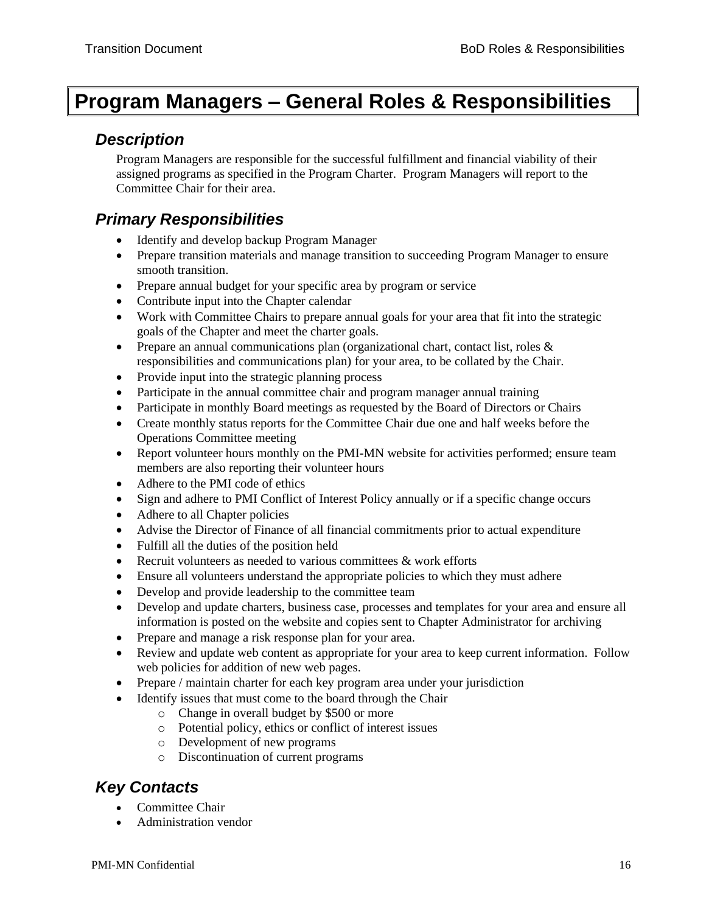# Program Managers – General Roles & Responsibilities

## Description

Program Managers are responsible for the successful fulfillment and financial viability of their assigned programs as specified in the Program Charter. Program Managers will report to the Committee Chair for their area.

## Primary Responsibilities

- Identify and develop backup Program Manager
- Prepare transition materials and manage transition to succeeding Program Manager to ensure smooth transition.
- Prepare annual budget for your specific area by program or service
- Contribute input into the Chapter calendar
- Work with Committee Chairs to prepare annual goals for your area that fit into the strategic goals of the Chapter and meet the charter goals.
- Prepare an annual communications plan (organizational chart, contact list, roles & responsibilities and communications plan) for your area, to be collated by the Chair.
- Provide input into the strategic planning process
- Participate in the annual committee chair and program manager annual training
- Participate in monthly Board meetings as requested by the Board of Directors or Chairs
- Create monthly status reports for the Committee Chair due one and half weeks before the Operations Committee meeting
- Report volunteer hours monthly on the PMI-MN website for activities performed; ensure team members are also reporting their volunteer hours
- Adhere to the PMI code of ethics
- Sign and adhere to PMI Conflict of Interest Policy annually or if a specific change occurs
- Adhere to all Chapter policies
- Advise the Director of Finance of all financial commitments prior to actual expenditure
- Fulfill all the duties of the position held
- Recruit volunteers as needed to various committees & work efforts
- Ensure all volunteers understand the appropriate policies to which they must adhere
- Develop and provide leadership to the committee team
- Develop and update charters, business case, processes and templates for your area and ensure all information is posted on the website and copies sent to Chapter Administrator for archiving
- Prepare and manage a risk response plan for your area.
- Review and update web content as appropriate for your area to keep current information. Follow web policies for addition of new web pages.
- Prepare / maintain charter for each key program area under your jurisdiction
- Identify issues that must come to the board through the Chair
  - Change in overall budget by $500 or more
  - Potential policy, ethics or conflict of interest issues
  - Development of new programs
  - Discontinuation of current programs

## Key Contacts

- Committee Chair
- Administration vendor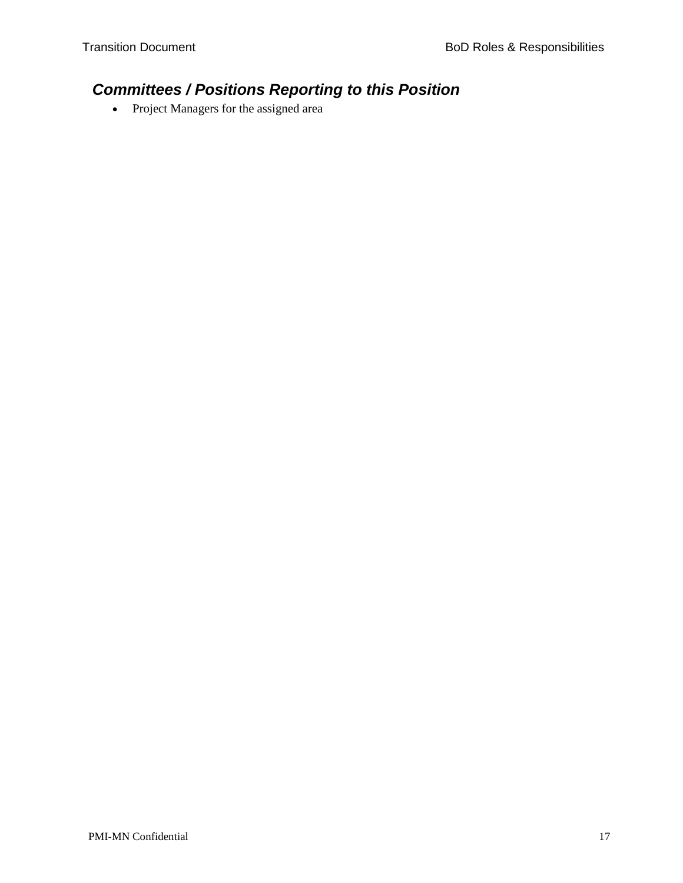## *Committees / Positions Reporting to this Position*

- Project Managers for the assigned area